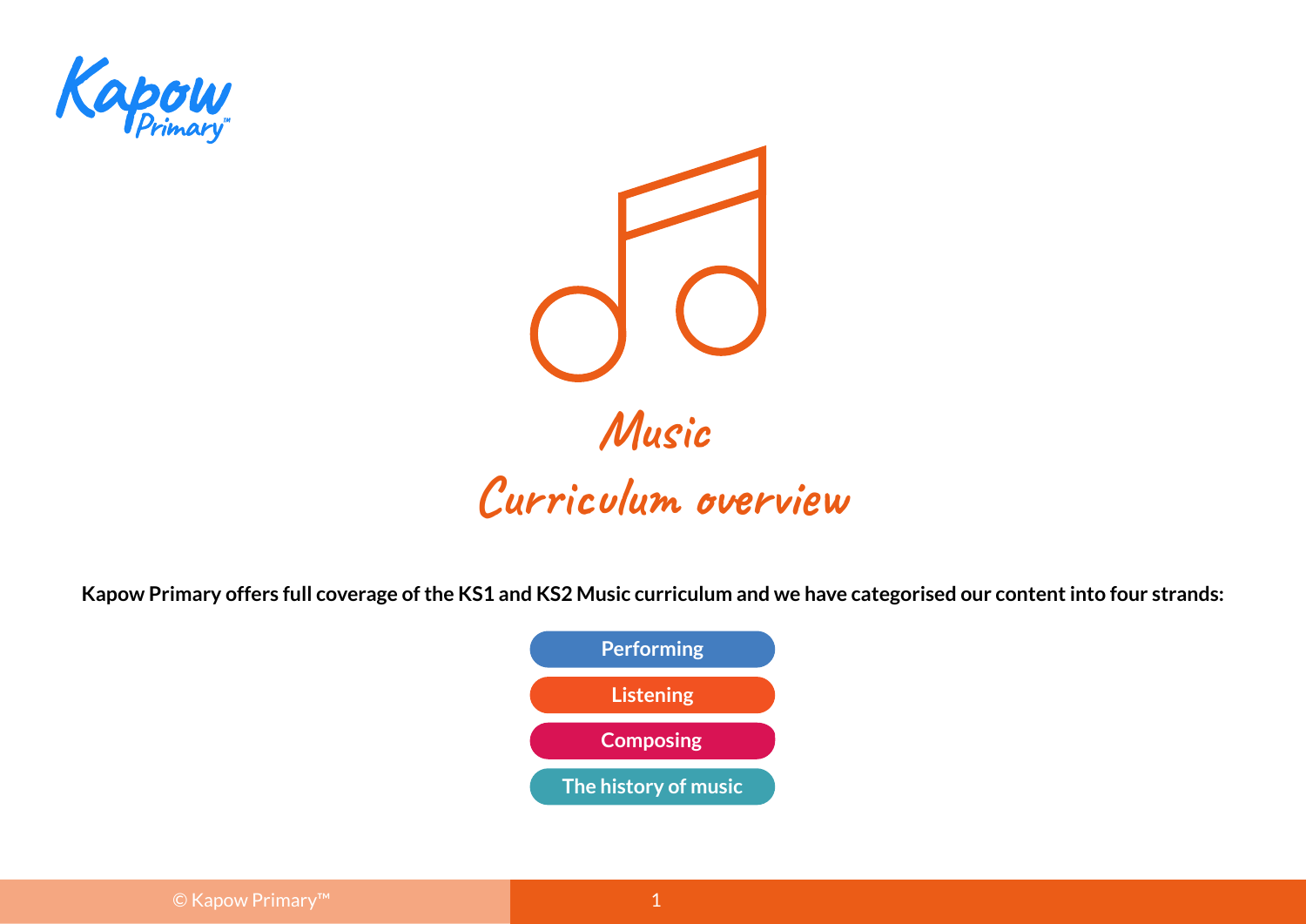Kapow Primary

# Music Curriculum overview

**Kapow Primary offers full coverage of the KS1 and KS2 Music curriculum and we have categorised our content into four strands:**

- Performing
- Listening
- Composing
- The history of music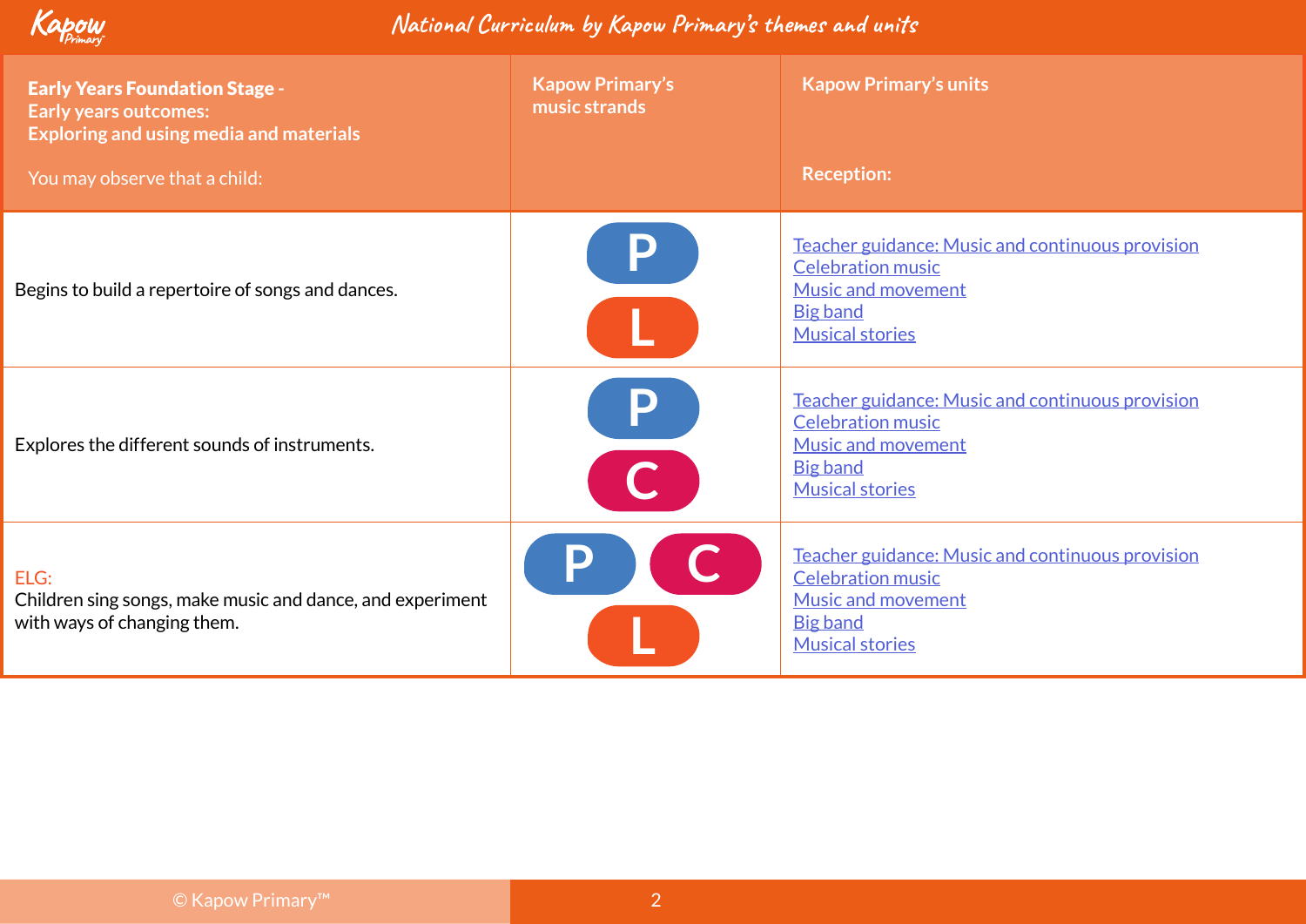| **Early Years Foundation Stage - Early years outcomes: Exploring and using media and materials** You may observe that a child: | **Kapow Primary's music strands** | **Kapow Primary's units** **Reception:** |
|---|---|---|
| Begins to build a repertoire of songs and dances. | P L | Teacher guidance: Music and continuous provision<br>Celebration music<br>Music and movement<br>Big band<br>Musical stories |
| Explores the different sounds of instruments. | P C | Teacher guidance: Music and continuous provision<br>Celebration music<br>Music and movement<br>Big band<br>Musical stories |
| ELG:<br>Children sing songs, make music and dance, and experiment with ways of changing them. | P C L | Teacher guidance: Music and continuous provision<br>Celebration music<br>Music and movement<br>Big band<br>Musical stories |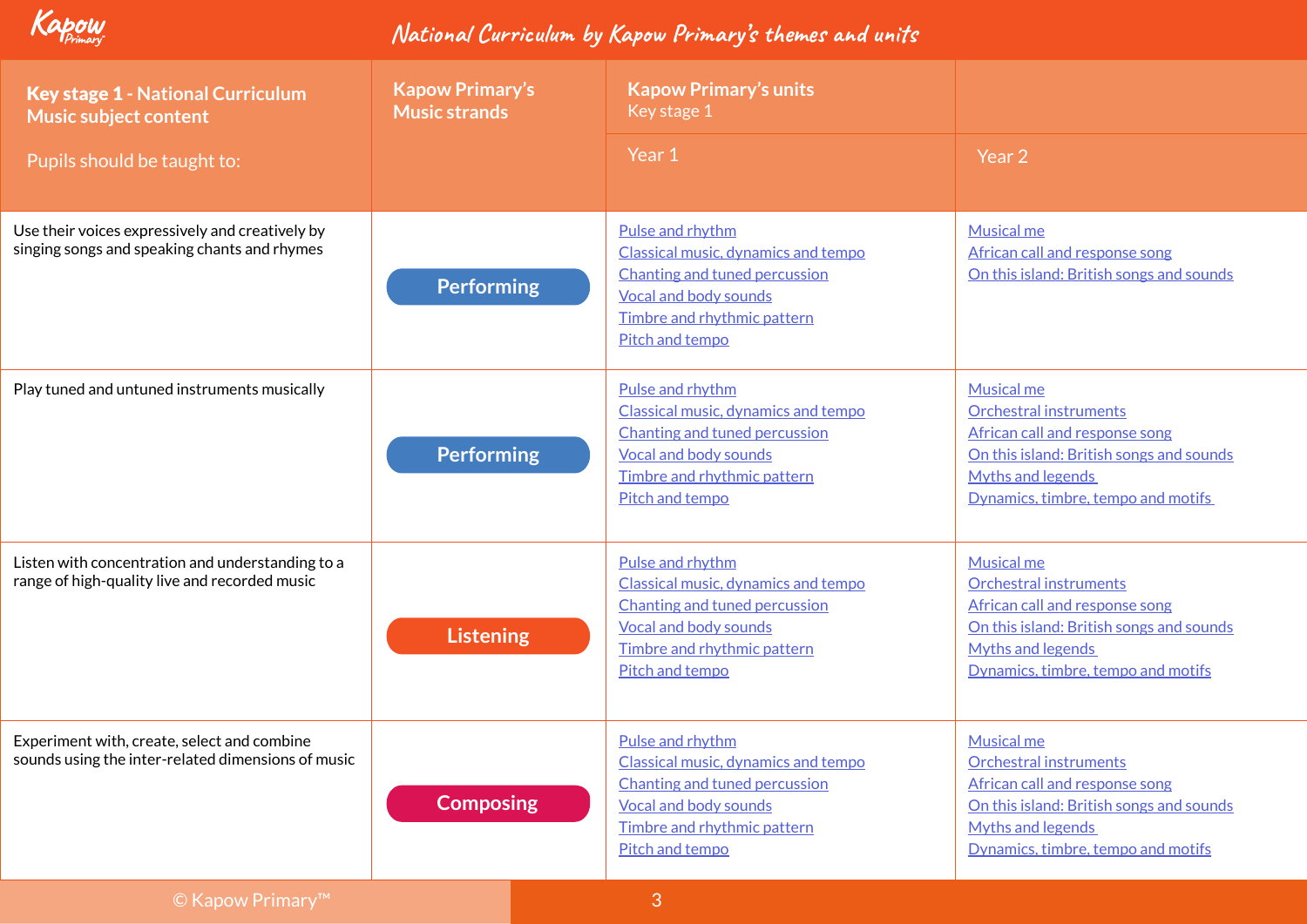# National Curriculum by Kapow Primary's themes and units

| Key stage 1 - National Curriculum Music subject content<br><br>Pupils should be taught to: | Kapow Primary's Music strands | Kapow Primary's units<br>Key stage 1<br><br>Year 1 | Year 2 |
|---|---|---|---|
| Use their voices expressively and creatively by singing songs and speaking chants and rhymes | Performing | Pulse and rhythm<br>Classical music, dynamics and tempo<br>Chanting and tuned percussion<br>Vocal and body sounds<br>Timbre and rhythmic pattern<br>Pitch and tempo | Musical me<br>African call and response song<br>On this island: British songs and sounds |
| Play tuned and untuned instruments musically | Performing | Pulse and rhythm<br>Classical music, dynamics and tempo<br>Chanting and tuned percussion<br>Vocal and body sounds<br>Timbre and rhythmic pattern<br>Pitch and tempo | Musical me<br>Orchestral instruments<br>African call and response song<br>On this island: British songs and sounds<br>Myths and legends<br>Dynamics, timbre, tempo and motifs |
| Listen with concentration and understanding to a range of high-quality live and recorded music | Listening | Pulse and rhythm<br>Classical music, dynamics and tempo<br>Chanting and tuned percussion<br>Vocal and body sounds<br>Timbre and rhythmic pattern<br>Pitch and tempo | Musical me<br>Orchestral instruments<br>African call and response song<br>On this island: British songs and sounds<br>Myths and legends<br>Dynamics, timbre, tempo and motifs |
| Experiment with, create, select and combine sounds using the inter-related dimensions of music | Composing | Pulse and rhythm<br>Classical music, dynamics and tempo<br>Chanting and tuned percussion<br>Vocal and body sounds<br>Timbre and rhythmic pattern<br>Pitch and tempo | Musical me<br>Orchestral instruments<br>African call and response song<br>On this island: British songs and sounds<br>Myths and legends<br>Dynamics, timbre, tempo and motifs |

© Kapow Primary™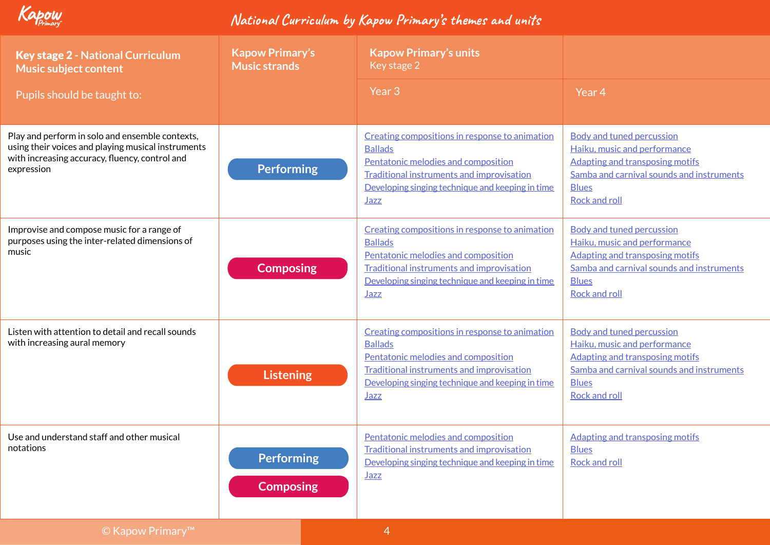# National Curriculum by Kapow Primary's themes and units

| Key stage 2 - National Curriculum Music subject content<br><br>Pupils should be taught to: | Kapow Primary's Music strands | Kapow Primary's units Key stage 2<br><br>Year 3 | Year 4 |
|---|---|---|---|
| Play and perform in solo and ensemble contexts, using their voices and playing musical instruments with increasing accuracy, fluency, control and expression | Performing | Creating compositions in response to animation<br>Ballads<br>Pentatonic melodies and composition<br>Traditional instruments and improvisation<br>Developing singing technique and keeping in time<br>Jazz | Body and tuned percussion<br>Haiku, music and performance<br>Adapting and transposing motifs<br>Samba and carnival sounds and instruments<br>Blues<br>Rock and roll |
| Improvise and compose music for a range of purposes using the inter-related dimensions of music | Composing | Creating compositions in response to animation<br>Ballads<br>Pentatonic melodies and composition<br>Traditional instruments and improvisation<br>Developing singing technique and keeping in time<br>Jazz | Body and tuned percussion<br>Haiku, music and performance<br>Adapting and transposing motifs<br>Samba and carnival sounds and instruments<br>Blues<br>Rock and roll |
| Listen with attention to detail and recall sounds with increasing aural memory | Listening | Creating compositions in response to animation<br>Ballads<br>Pentatonic melodies and composition<br>Traditional instruments and improvisation<br>Developing singing technique and keeping in time<br>Jazz | Body and tuned percussion<br>Haiku, music and performance<br>Adapting and transposing motifs<br>Samba and carnival sounds and instruments<br>Blues<br>Rock and roll |
| Use and understand staff and other musical notations | Performing<br>Composing | Pentatonic melodies and composition<br>Traditional instruments and improvisation<br>Developing singing technique and keeping in time<br>Jazz | Adapting and transposing motifs<br>Blues<br>Rock and roll |

© Kapow Primary™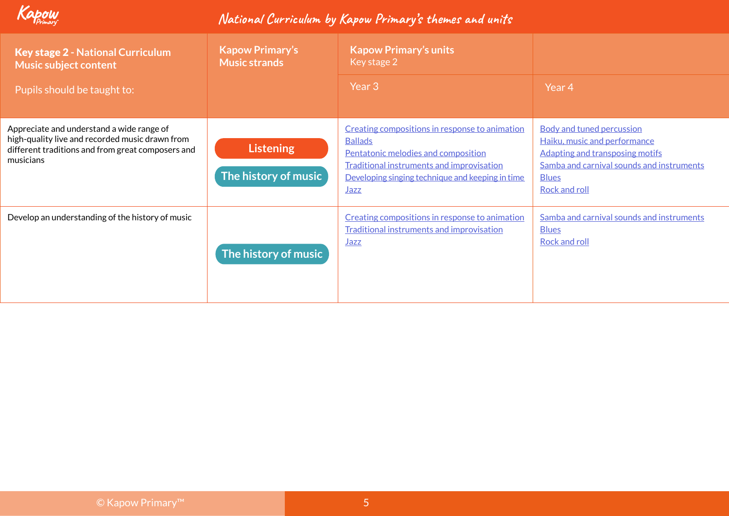# National Curriculum by Kapow Primary's themes and units

| **Key stage 2 - National Curriculum Music subject content**<br><br>Pupils should be taught to: | **Kapow Primary's Music strands** | **Kapow Primary's units** Key stage 2 | |
|---|---|---|---|
| | | Year 3 | Year 4 |
| Appreciate and understand a wide range of high-quality live and recorded music drawn from different traditions and from great composers and musicians | Listening<br>The history of music | Creating compositions in response to animation<br>Ballads<br>Pentatonic melodies and composition<br>Traditional instruments and improvisation<br>Developing singing technique and keeping in time<br>Jazz | Body and tuned percussion<br>Haiku, music and performance<br>Adapting and transposing motifs<br>Samba and carnival sounds and instruments<br>Blues<br>Rock and roll |
| Develop an understanding of the history of music | The history of music | Creating compositions in response to animation<br>Traditional instruments and improvisation<br>Jazz | Samba and carnival sounds and instruments<br>Blues<br>Rock and roll |

© Kapow Primary™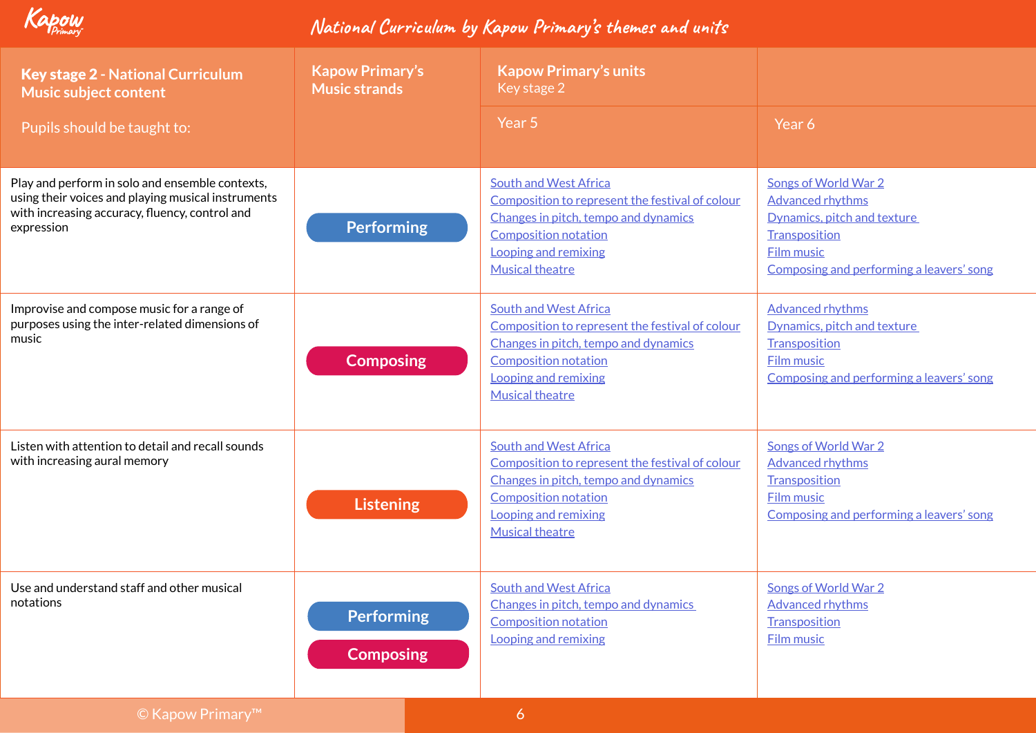# National Curriculum by Kapow Primary's themes and units

| Key stage 2 - National Curriculum Music subject content<br><br>Pupils should be taught to: | Kapow Primary's Music strands | Kapow Primary's units<br>Key stage 2 | |
|---|---|---|---|
| | | Year 5 | Year 6 |
| Play and perform in solo and ensemble contexts, using their voices and playing musical instruments with increasing accuracy, fluency, control and expression | Performing | South and West Africa<br>Composition to represent the festival of colour<br>Changes in pitch, tempo and dynamics<br>Composition notation<br>Looping and remixing<br>Musical theatre | Songs of World War 2<br>Advanced rhythms<br>Dynamics, pitch and texture<br>Transposition<br>Film music<br>Composing and performing a leavers' song |
| Improvise and compose music for a range of purposes using the inter-related dimensions of music | Composing | South and West Africa<br>Composition to represent the festival of colour<br>Changes in pitch, tempo and dynamics<br>Composition notation<br>Looping and remixing<br>Musical theatre | Advanced rhythms<br>Dynamics, pitch and texture<br>Transposition<br>Film music<br>Composing and performing a leavers' song |
| Listen with attention to detail and recall sounds with increasing aural memory | Listening | South and West Africa<br>Composition to represent the festival of colour<br>Changes in pitch, tempo and dynamics<br>Composition notation<br>Looping and remixing<br>Musical theatre | Songs of World War 2<br>Advanced rhythms<br>Transposition<br>Film music<br>Composing and performing a leavers' song |
| Use and understand staff and other musical notations | Performing<br>Composing | South and West Africa<br>Changes in pitch, tempo and dynamics<br>Composition notation<br>Looping and remixing | Songs of World War 2<br>Advanced rhythms<br>Transposition<br>Film music |

© Kapow Primary™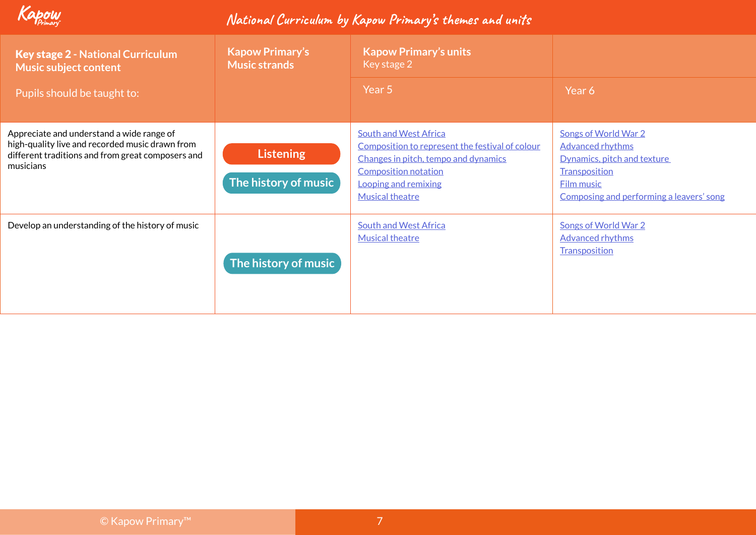# National Curriculum by Kapow Primary's themes and units

| Key stage 2 - National Curriculum Music subject content<br><br>Pupils should be taught to: | Kapow Primary's Music strands | Kapow Primary's units<br>Key stage 2<br><br>Year 5 | Year 6 |
|---|---|---|---|
| Appreciate and understand a wide range of high-quality live and recorded music drawn from different traditions and from great composers and musicians | Listening<br>The history of music | South and West Africa<br>Composition to represent the festival of colour<br>Changes in pitch, tempo and dynamics<br>Composition notation<br>Looping and remixing<br>Musical theatre | Songs of World War 2<br>Advanced rhythms<br>Dynamics, pitch and texture<br>Transposition<br>Film music<br>Composing and performing a leavers' song |
| Develop an understanding of the history of music | The history of music | South and West Africa<br>Musical theatre | Songs of World War 2<br>Advanced rhythms<br>Transposition |

© Kapow Primary™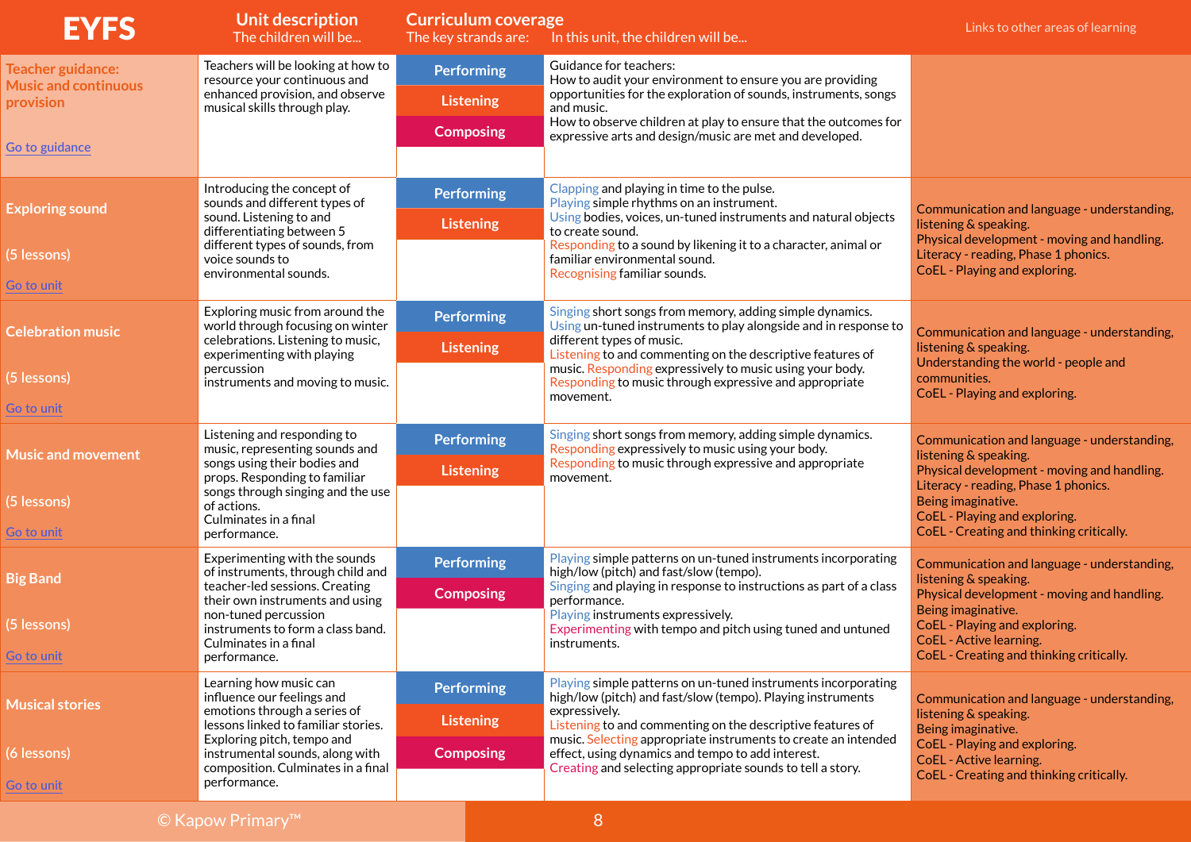| EYFS | Unit description<br>The children will be... | Curriculum coverage<br>The key strands are: | In this unit, the children will be... | Links to other areas of learning |
|---|---|---|---|---|
| **Teacher guidance: Music and continuous provision**<br><br>Go to guidance | Teachers will be looking at how to resource your continuous and enhanced provision, and observe musical skills through play. | Performing<br>Listening<br>Composing | Guidance for teachers:<br>How to audit your environment to ensure you are providing opportunities for the exploration of sounds, instruments, songs and music.<br>How to observe children at play to ensure that the outcomes for expressive arts and design/music are met and developed. | |
| **Exploring sound**<br><br>(5 lessons)<br><br>Go to unit | Introducing the concept of sounds and different types of sound. Listening to and differentiating between 5 different types of sounds, from voice sounds to environmental sounds. | Performing<br>Listening | Clapping and playing in time to the pulse.<br>Playing simple rhythms on an instrument.<br>Using bodies, voices, un-tuned instruments and natural objects to create sound.<br>Responding to a sound by likening it to a character, animal or familiar environmental sound.<br>Recognising familiar sounds. | Communication and language - understanding, listening & speaking.<br>Physical development - moving and handling.<br>Literacy - reading, Phase 1 phonics.<br>CoEL - Playing and exploring. |
| **Celebration music**<br><br>(5 lessons)<br><br>Go to unit | Exploring music from around the world through focusing on winter celebrations. Listening to music, experimenting with playing percussion instruments and moving to music. | Performing<br>Listening | Singing short songs from memory, adding simple dynamics.<br>Using un-tuned instruments to play alongside and in response to different types of music.<br>Listening to and commenting on the descriptive features of music. Responding expressively to music using your body.<br>Responding to music through expressive and appropriate movement. | Communication and language - understanding, listening & speaking.<br>Understanding the world - people and communities.<br>CoEL - Playing and exploring. |
| **Music and movement**<br><br>(5 lessons)<br><br>Go to unit | Listening and responding to music, representing sounds and songs using their bodies and props. Responding to familiar songs through singing and the use of actions.<br>Culminates in a final performance. | Performing<br>Listening | Singing short songs from memory, adding simple dynamics.<br>Responding expressively to music using your body.<br>Responding to music through expressive and appropriate movement. | Communication and language - understanding, listening & speaking.<br>Physical development - moving and handling.<br>Literacy - reading, Phase 1 phonics.<br>Being imaginative.<br>CoEL - Playing and exploring.<br>CoEL - Creating and thinking critically. |
| **Big Band**<br><br>(5 lessons)<br><br>Go to unit | Experimenting with the sounds of instruments, through child and teacher-led sessions. Creating their own instruments and using non-tuned percussion instruments to form a class band. Culminates in a final performance. | Performing<br>Composing | Playing simple patterns on un-tuned instruments incorporating high/low (pitch) and fast/slow (tempo).<br>Singing and playing in response to instructions as part of a class performance.<br>Playing instruments expressively.<br>Experimenting with tempo and pitch using tuned and untuned instruments. | Communication and language - understanding, listening & speaking.<br>Physical development - moving and handling.<br>Being imaginative.<br>CoEL - Playing and exploring.<br>CoEL - Active learning.<br>CoEL - Creating and thinking critically. |
| **Musical stories**<br><br>(6 lessons)<br><br>Go to unit | Learning how music can influence our feelings and emotions through a series of lessons linked to familiar stories. Exploring pitch, tempo and instrumental sounds, along with composition. Culminates in a final performance. | Performing<br>Listening<br>Composing | Playing simple patterns on un-tuned instruments incorporating high/low (pitch) and fast/slow (tempo). Playing instruments expressively.<br>Listening to and commenting on the descriptive features of music. Selecting appropriate instruments to create an intended effect, using dynamics and tempo to add interest.<br>Creating and selecting appropriate sounds to tell a story. | Communication and language - understanding, listening & speaking.<br>Being imaginative.<br>CoEL - Playing and exploring.<br>CoEL - Active learning.<br>CoEL - Creating and thinking critically. |

© Kapow Primary™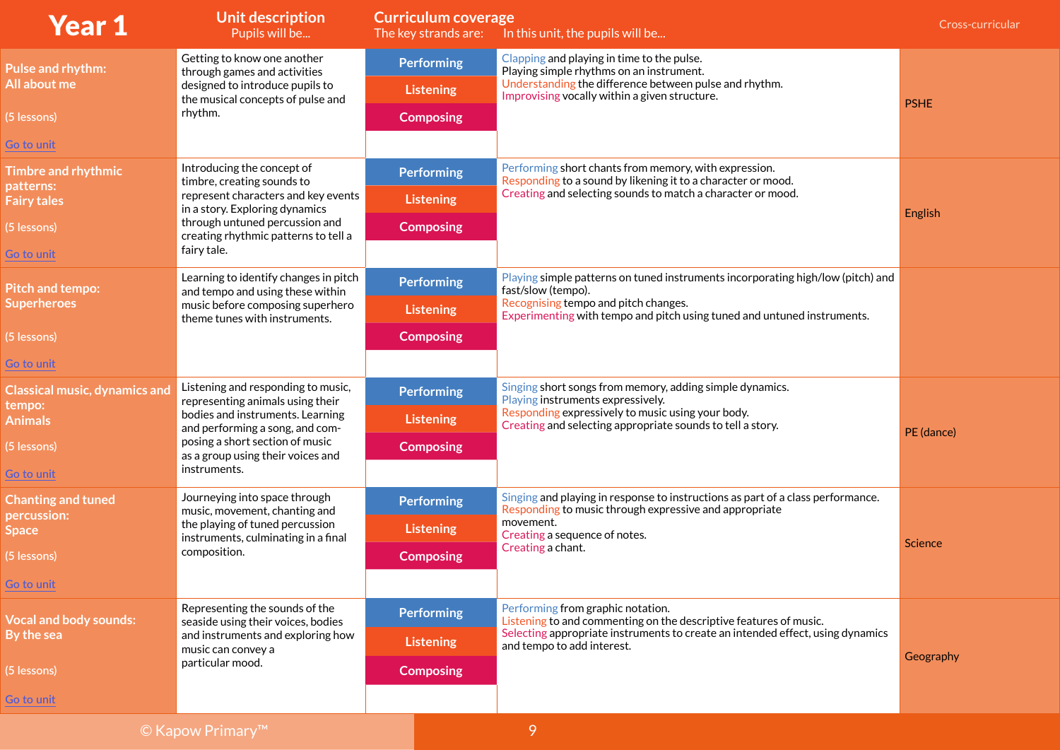| Year 1 | Unit description<br>Pupils will be... | Curriculum coverage<br>The key strands are: | In this unit, the pupils will be... | Cross-curricular |
|---|---|---|---|---|
| **Pulse and rhythm: All about me**<br><br>(5 lessons)<br><br>Go to unit | Getting to know one another through games and activities designed to introduce pupils to the musical concepts of pulse and rhythm. | Performing<br>Listening<br>Composing | Clapping and playing in time to the pulse.<br>Playing simple rhythms on an instrument.<br>Understanding the difference between pulse and rhythm.<br>Improvising vocally within a given structure. | PSHE |
| **Timbre and rhythmic patterns: Fairy tales**<br><br>(5 lessons)<br><br>Go to unit | Introducing the concept of timbre, creating sounds to represent characters and key events in a story. Exploring dynamics through untuned percussion and creating rhythmic patterns to tell a fairy tale. | Performing<br>Listening<br>Composing | Performing short chants from memory, with expression.<br>Responding to a sound by likening it to a character or mood.<br>Creating and selecting sounds to match a character or mood. | English |
| **Pitch and tempo: Superheroes**<br><br>(5 lessons)<br><br>Go to unit | Learning to identify changes in pitch and tempo and using these within music before composing superhero theme tunes with instruments. | Performing<br>Listening<br>Composing | Playing simple patterns on tuned instruments incorporating high/low (pitch) and fast/slow (tempo).<br>Recognising tempo and pitch changes.<br>Experimenting with tempo and pitch using tuned and untuned instruments. | |
| **Classical music, dynamics and tempo: Animals**<br><br>(5 lessons)<br><br>Go to unit | Listening and responding to music, representing animals using their bodies and instruments. Learning and performing a song, and composing a short section of music as a group using their voices and instruments. | Performing<br>Listening<br>Composing | Singing short songs from memory, adding simple dynamics.<br>Playing instruments expressively.<br>Responding expressively to music using your body.<br>Creating and selecting appropriate sounds to tell a story. | PE (dance) |
| **Chanting and tuned percussion: Space**<br><br>(5 lessons)<br><br>Go to unit | Journeying into space through music, movement, chanting and the playing of tuned percussion instruments, culminating in a final composition. | Performing<br>Listening<br>Composing | Singing and playing in response to instructions as part of a class performance.<br>Responding to music through expressive and appropriate movement.<br>Creating a sequence of notes.<br>Creating a chant. | Science |
| **Vocal and body sounds: By the sea**<br><br>(5 lessons)<br><br>Go to unit | Representing the sounds of the seaside using their voices, bodies and instruments and exploring how music can convey a particular mood. | Performing<br>Listening<br>Composing | Performing from graphic notation.<br>Listening to and commenting on the descriptive features of music.<br>Selecting appropriate instruments to create an intended effect, using dynamics and tempo to add interest. | Geography |

© Kapow Primary™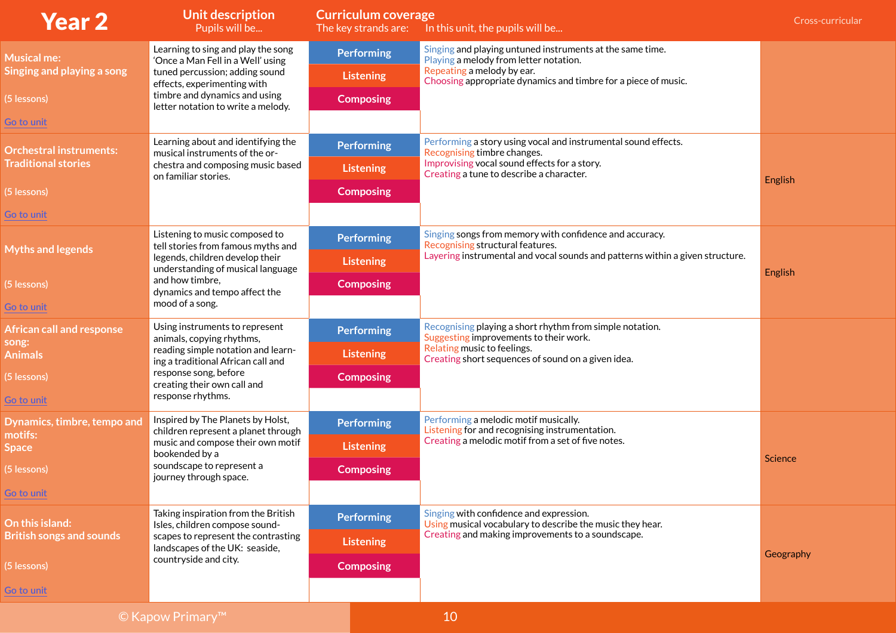| Year 2 | Unit description<br>Pupils will be... | Curriculum coverage<br>The key strands are: | In this unit, the pupils will be... | Cross-curricular |
|---|---|---|---|---|
| **Musical me: Singing and playing a song**<br><br>(5 lessons)<br><br>Go to unit | Learning to sing and play the song 'Once a Man Fell in a Well' using tuned percussion; adding sound effects, experimenting with timbre and dynamics and using letter notation to write a melody. | Performing<br>Listening<br>Composing | Singing and playing untuned instruments at the same time.<br>Playing a melody from letter notation.<br>Repeating a melody by ear.<br>Choosing appropriate dynamics and timbre for a piece of music. | |
| **Orchestral instruments: Traditional stories**<br><br>(5 lessons)<br><br>Go to unit | Learning about and identifying the musical instruments of the orchestra and composing music based on familiar stories. | Performing<br>Listening<br>Composing | Performing a story using vocal and instrumental sound effects.<br>Recognising timbre changes.<br>Improvising vocal sound effects for a story.<br>Creating a tune to describe a character. | English |
| **Myths and legends**<br><br>(5 lessons)<br><br>Go to unit | Listening to music composed to tell stories from famous myths and legends, children develop their understanding of musical language and how timbre, dynamics and tempo affect the mood of a song. | Performing<br>Listening<br>Composing | Singing songs from memory with confidence and accuracy.<br>Recognising structural features.<br>Layering instrumental and vocal sounds and patterns within a given structure. | English |
| **African call and response song: Animals**<br><br>(5 lessons)<br><br>Go to unit | Using instruments to represent animals, copying rhythms, reading simple notation and learning a traditional African call and response song, before creating their own call and response rhythms. | Performing<br>Listening<br>Composing | Recognising playing a short rhythm from simple notation.<br>Suggesting improvements to their work.<br>Relating music to feelings.<br>Creating short sequences of sound on a given idea. | |
| **Dynamics, timbre, tempo and motifs: Space**<br><br>(5 lessons)<br><br>Go to unit | Inspired by The Planets by Holst, children represent a planet through music and compose their own motif bookended by a soundscape to represent a journey through space. | Performing<br>Listening<br>Composing | Performing a melodic motif musically.<br>Listening for and recognising instrumentation.<br>Creating a melodic motif from a set of five notes. | Science |
| **On this island: British songs and sounds**<br><br>(5 lessons)<br><br>Go to unit | Taking inspiration from the British Isles, children compose soundscapes to represent the contrasting landscapes of the UK: seaside, countryside and city. | Performing<br>Listening<br>Composing | Singing with confidence and expression.<br>Using musical vocabulary to describe the music they hear.<br>Creating and making improvements to a soundscape. | Geography |

© Kapow Primary™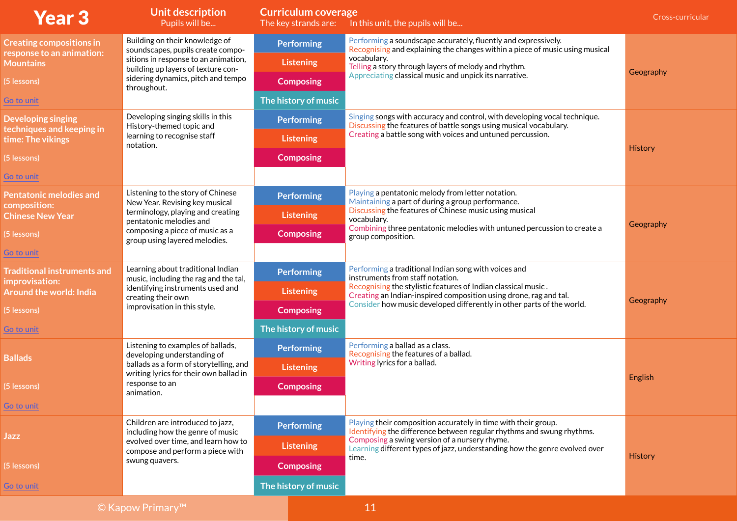| Year 3 | Unit description<br>Pupils will be... | Curriculum coverage<br>The key strands are: | In this unit, the pupils will be... | Cross-curricular |
|---|---|---|---|---|
| **Creating compositions in response to an animation: Mountains**<br><br>(5 lessons)<br><br>Go to unit | Building on their knowledge of soundscapes, pupils create compositions in response to an animation, building up layers of texture considering dynamics, pitch and tempo throughout. | Performing<br>Listening<br>Composing<br>The history of music | Performing a soundscape accurately, fluently and expressively.<br>Recognising and explaining the changes within a piece of music using musical vocabulary.<br>Telling a story through layers of melody and rhythm.<br>Appreciating classical music and unpick its narrative. | Geography |
| **Developing singing techniques and keeping in time: The vikings**<br><br>(5 lessons)<br><br>Go to unit | Developing singing skills in this History-themed topic and learning to recognise staff notation. | Performing<br>Listening<br>Composing | Singing songs with accuracy and control, with developing vocal technique.<br>Discussing the features of battle songs using musical vocabulary.<br>Creating a battle song with voices and untuned percussion. | History |
| **Pentatonic melodies and composition: Chinese New Year**<br><br>(5 lessons)<br><br>Go to unit | Listening to the story of Chinese New Year. Revising key musical terminology, playing and creating pentatonic melodies and composing a piece of music as a group using layered melodies. | Performing<br>Listening<br>Composing | Playing a pentatonic melody from letter notation.<br>Maintaining a part of during a group performance.<br>Discussing the features of Chinese music using musical vocabulary.<br>Combining three pentatonic melodies with untuned percussion to create a group composition. | Geography |
| **Traditional instruments and improvisation: Around the world: India**<br><br>(5 lessons)<br><br>Go to unit | Learning about traditional Indian music, including the rag and the tal, identifying instruments used and creating their own improvisation in this style. | Performing<br>Listening<br>Composing<br>The history of music | Performing a traditional Indian song with voices and instruments from staff notation.<br>Recognising the stylistic features of Indian classical music .<br>Creating an Indian-inspired composition using drone, rag and tal.<br>Consider how music developed differently in other parts of the world. | Geography |
| **Ballads**<br><br>(5 lessons)<br><br>Go to unit | Listening to examples of ballads, developing understanding of ballads as a form of storytelling, and writing lyrics for their own ballad in response to an animation. | Performing<br>Listening<br>Composing | Performing a ballad as a class.<br>Recognising the features of a ballad.<br>Writing lyrics for a ballad. | English |
| **Jazz**<br><br>(5 lessons)<br><br>Go to unit | Children are introduced to jazz, including how the genre of music evolved over time, and learn how to compose and perform a piece with swung quavers. | Performing<br>Listening<br>Composing<br>The history of music | Playing their composition accurately in time with their group.<br>Identifying the difference between regular rhythms and swung rhythms.<br>Composing a swing version of a nursery rhyme.<br>Learning different types of jazz, understanding how the genre evolved over time. | History |

© Kapow Primary™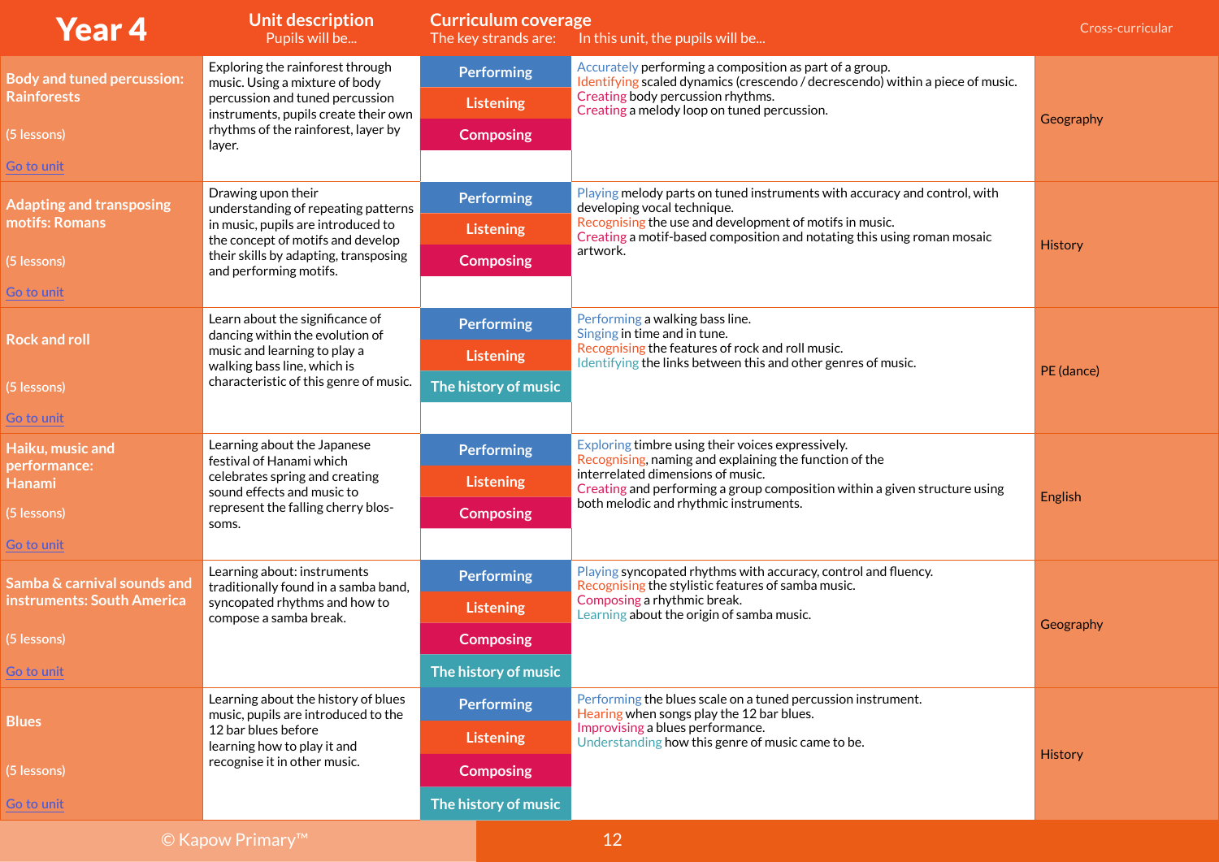| Year 4 | Unit description<br>Pupils will be... | Curriculum coverage<br>The key strands are: | In this unit, the pupils will be... | Cross-curricular |
|---|---|---|---|---|
| **Body and tuned percussion: Rainforests**<br>(5 lessons)<br>Go to unit | Exploring the rainforest through music. Using a mixture of body percussion and tuned percussion instruments, pupils create their own rhythms of the rainforest, layer by layer. | Performing<br>Listening<br>Composing | Accurately performing a composition as part of a group.<br>Identifying scaled dynamics (crescendo / decrescendo) within a piece of music.<br>Creating body percussion rhythms.<br>Creating a melody loop on tuned percussion. | Geography |
| **Adapting and transposing motifs: Romans**<br>(5 lessons)<br>Go to unit | Drawing upon their understanding of repeating patterns in music, pupils are introduced to the concept of motifs and develop their skills by adapting, transposing and performing motifs. | Performing<br>Listening<br>Composing | Playing melody parts on tuned instruments with accuracy and control, with developing vocal technique.<br>Recognising the use and development of motifs in music.<br>Creating a motif-based composition and notating this using roman mosaic artwork. | History |
| **Rock and roll**<br>(5 lessons)<br>Go to unit | Learn about the significance of dancing within the evolution of music and learning to play a walking bass line, which is characteristic of this genre of music. | Performing<br>Listening<br>The history of music | Performing a walking bass line.<br>Singing in time and in tune.<br>Recognising the features of rock and roll music.<br>Identifying the links between this and other genres of music. | PE (dance) |
| **Haiku, music and performance: Hanami**<br>(5 lessons)<br>Go to unit | Learning about the Japanese festival of Hanami which celebrates spring and creating sound effects and music to represent the falling cherry blossoms. | Performing<br>Listening<br>Composing | Exploring timbre using their voices expressively.<br>Recognising, naming and explaining the function of the interrelated dimensions of music.<br>Creating and performing a group composition within a given structure using both melodic and rhythmic instruments. | English |
| **Samba & carnival sounds and instruments: South America**<br>(5 lessons)<br>Go to unit | Learning about: instruments traditionally found in a samba band, syncopated rhythms and how to compose a samba break. | Performing<br>Listening<br>Composing<br>The history of music | Playing syncopated rhythms with accuracy, control and fluency.<br>Recognising the stylistic features of samba music.<br>Composing a rhythmic break.<br>Learning about the origin of samba music. | Geography |
| **Blues**<br>(5 lessons)<br>Go to unit | Learning about the history of blues music, pupils are introduced to the 12 bar blues before learning how to play it and recognise it in other music. | Performing<br>Listening<br>Composing<br>The history of music | Performing the blues scale on a tuned percussion instrument.<br>Hearing when songs play the 12 bar blues.<br>Improvising a blues performance.<br>Understanding how this genre of music came to be. | History |

© Kapow Primary™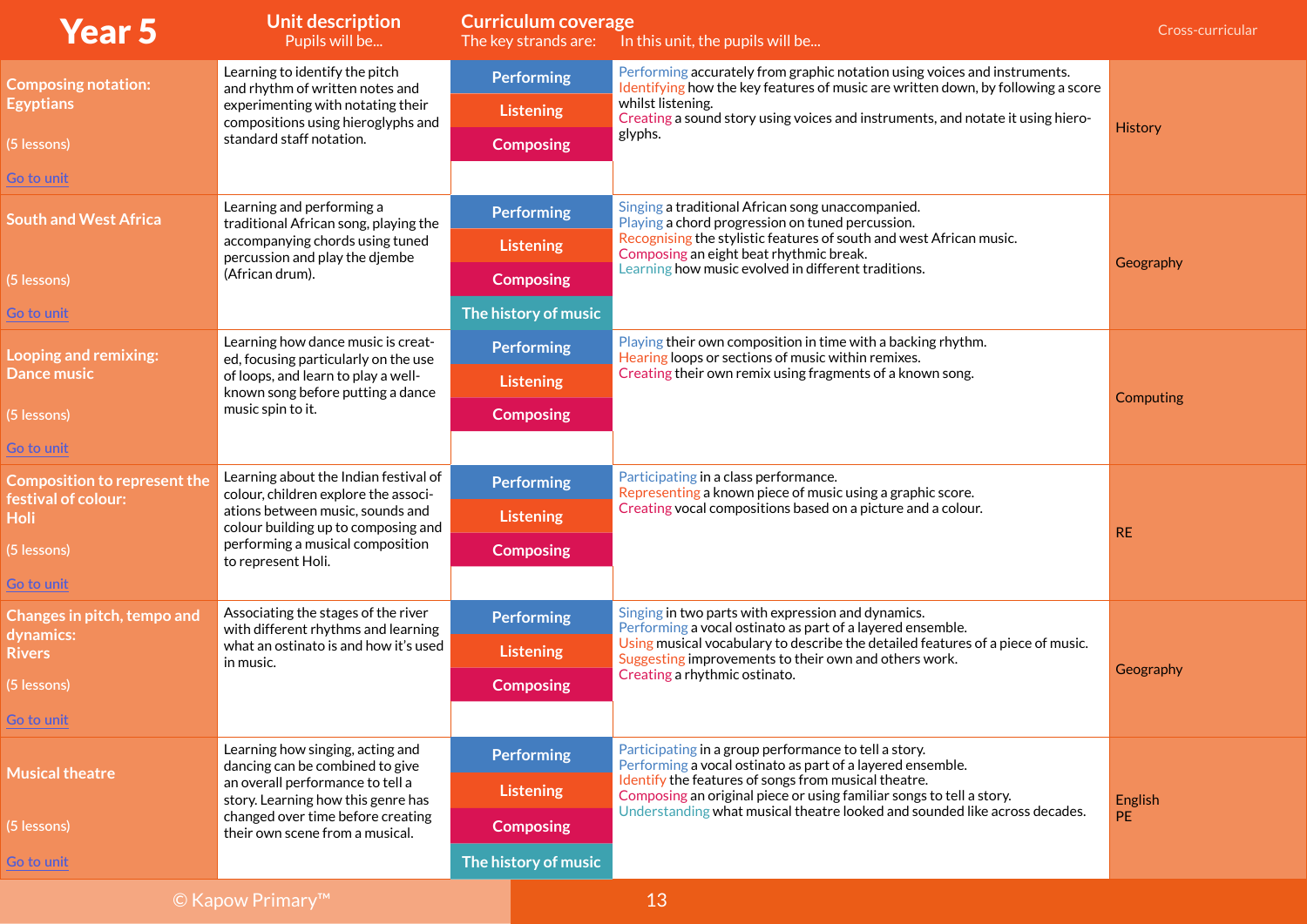| Year 5 | Unit description<br>Pupils will be... | Curriculum coverage<br>The key strands are: | In this unit, the pupils will be... | Cross-curricular |
|---|---|---|---|---|
| **Composing notation: Egyptians**<br>(5 lessons)<br>Go to unit | Learning to identify the pitch and rhythm of written notes and experimenting with notating their compositions using hieroglyphs and standard staff notation. | Performing<br>Listening<br>Composing | Performing accurately from graphic notation using voices and instruments.<br>Identifying how the key features of music are written down, by following a score whilst listening.<br>Creating a sound story using voices and instruments, and notate it using hieroglyphs. | History |
| **South and West Africa**<br>(5 lessons)<br>Go to unit | Learning and performing a traditional African song, playing the accompanying chords using tuned percussion and play the djembe (African drum). | Performing<br>Listening<br>Composing<br>The history of music | Singing a traditional African song unaccompanied.<br>Playing a chord progression on tuned percussion.<br>Recognising the stylistic features of south and west African music.<br>Composing an eight beat rhythmic break.<br>Learning how music evolved in different traditions. | Geography |
| **Looping and remixing: Dance music**<br>(5 lessons)<br>Go to unit | Learning how dance music is created, focusing particularly on the use of loops, and learn to play a well-known song before putting a dance music spin to it. | Performing<br>Listening<br>Composing | Playing their own composition in time with a backing rhythm.<br>Hearing loops or sections of music within remixes.<br>Creating their own remix using fragments of a known song. | Computing |
| **Composition to represent the festival of colour: Holi**<br>(5 lessons)<br>Go to unit | Learning about the Indian festival of colour, children explore the associations between music, sounds and colour building up to composing and performing a musical composition to represent Holi. | Performing<br>Listening<br>Composing | Participating in a class performance.<br>Representing a known piece of music using a graphic score.<br>Creating vocal compositions based on a picture and a colour. | RE |
| **Changes in pitch, tempo and dynamics: Rivers**<br>(5 lessons)<br>Go to unit | Associating the stages of the river with different rhythms and learning what an ostinato is and how it's used in music. | Performing<br>Listening<br>Composing | Singing in two parts with expression and dynamics.<br>Performing a vocal ostinato as part of a layered ensemble.<br>Using musical vocabulary to describe the detailed features of a piece of music.<br>Suggesting improvements to their own and others work.<br>Creating a rhythmic ostinato. | Geography |
| **Musical theatre**<br>(5 lessons)<br>Go to unit | Learning how singing, acting and dancing can be combined to give an overall performance to tell a story. Learning how this genre has changed over time before creating their own scene from a musical. | Performing<br>Listening<br>Composing<br>The history of music | Participating in a group performance to tell a story.<br>Performing a vocal ostinato as part of a layered ensemble.<br>Identify the features of songs from musical theatre.<br>Composing an original piece or using familiar songs to tell a story.<br>Understanding what musical theatre looked and sounded like across decades. | English<br>PE |

© Kapow Primary™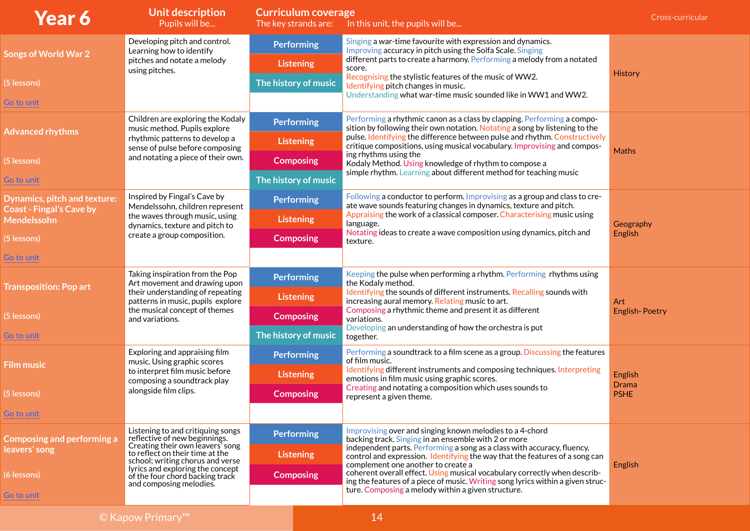| Year 6 | Unit description<br>Pupils will be... | Curriculum coverage<br>The key strands are: | In this unit, the pupils will be... | Cross-curricular |
|---|---|---|---|---|
| **Songs of World War 2**<br><br>(5 lessons)<br><br>Go to unit | Developing pitch and control. Learning how to identify pitches and notate a melody using pitches. | Performing<br>Listening<br>The history of music | Singing a war-time favourite with expression and dynamics. Improving accuracy in pitch using the Solfa Scale. Singing different parts to create a harmony. Performing a melody from a notated score.<br>Recognising the stylistic features of the music of WW2.<br>Identifying pitch changes in music.<br>Understanding what war-time music sounded like in WW1 and WW2. | History |
| **Advanced rhythms**<br><br>(5 lessons)<br><br>Go to unit | Children are exploring the Kodaly music method. Pupils explore rhythmic patterns to develop a sense of pulse before composing and notating a piece of their own. | Performing<br>Listening<br>Composing<br>The history of music | Performing a rhythmic canon as a class by clapping. Performing a composition by following their own notation. Notating a song by listening to the pulse. Identifying the difference between pulse and rhythm. Constructively critique compositions, using musical vocabulary. Improvising and composing rhythms using the Kodaly Method. Using knowledge of rhythm to compose a simple rhythm. Learning about different method for teaching music | Maths |
| **Dynamics, pitch and texture: Coast - Fingal's Cave by Mendelssohn**<br><br>(5 lessons)<br><br>Go to unit | Inspired by Fingal's Cave by Mendelssohn, children represent the waves through music, using dynamics, texture and pitch to create a group composition. | Performing<br>Listening<br>Composing | Following a conductor to perform. Improvising as a group and class to create wave sounds featuring changes in dynamics, texture and pitch.<br>Appraising the work of a classical composer. Characterising music using language.<br>Notating ideas to create a wave composition using dynamics, pitch and texture. | Geography<br>English |
| **Transposition: Pop art**<br><br>(5 lessons)<br><br>Go to unit | Taking inspiration from the Pop Art movement and drawing upon their understanding of repeating patterns in music, pupils explore the musical concept of themes and variations. | Performing<br>Listening<br>Composing<br>The history of music | Keeping the pulse when performing a rhythm. Performing rhythms using the Kodaly method.<br>Identifying the sounds of different instruments. Recalling sounds with increasing aural memory. Relating music to art.<br>Composing a rhythmic theme and present it as different variations.<br>Developing an understanding of how the orchestra is put together. | Art<br>English- Poetry |
| **Film music**<br><br>(5 lessons)<br><br>Go to unit | Exploring and appraising film music. Using graphic scores to interpret film music before composing a soundtrack play alongside film clips. | Performing<br>Listening<br>Composing | Performing a soundtrack to a film scene as a group. Discussing the features of film music.<br>Identifying different instruments and composing techniques. Interpreting emotions in film music using graphic scores.<br>Creating and notating a composition which uses sounds to represent a given theme. | English<br>Drama<br>PSHE |
| **Composing and performing a leavers' song**<br><br>(6 lessons)<br><br>Go to unit | Listening to and critiquing songs reflective of new beginnings. Creating their own leavers' song to reflect on their time at the school; writing chorus and verse lyrics and exploring the concept of the four chord backing track and composing melodies. | Performing<br>Listening<br>Composing | Improvising over and singing known melodies to a 4-chord backing track. Singing in an ensemble with 2 or more independent parts. Performing a song as a class with accuracy, fluency, control and expression. Identifying the way that the features of a song can complement one another to create a coherent overall effect. Using musical vocabulary correctly when describing the features of a piece of music. Writing song lyrics within a given structure. Composing a melody within a given structure. | English |

© Kapow Primary™